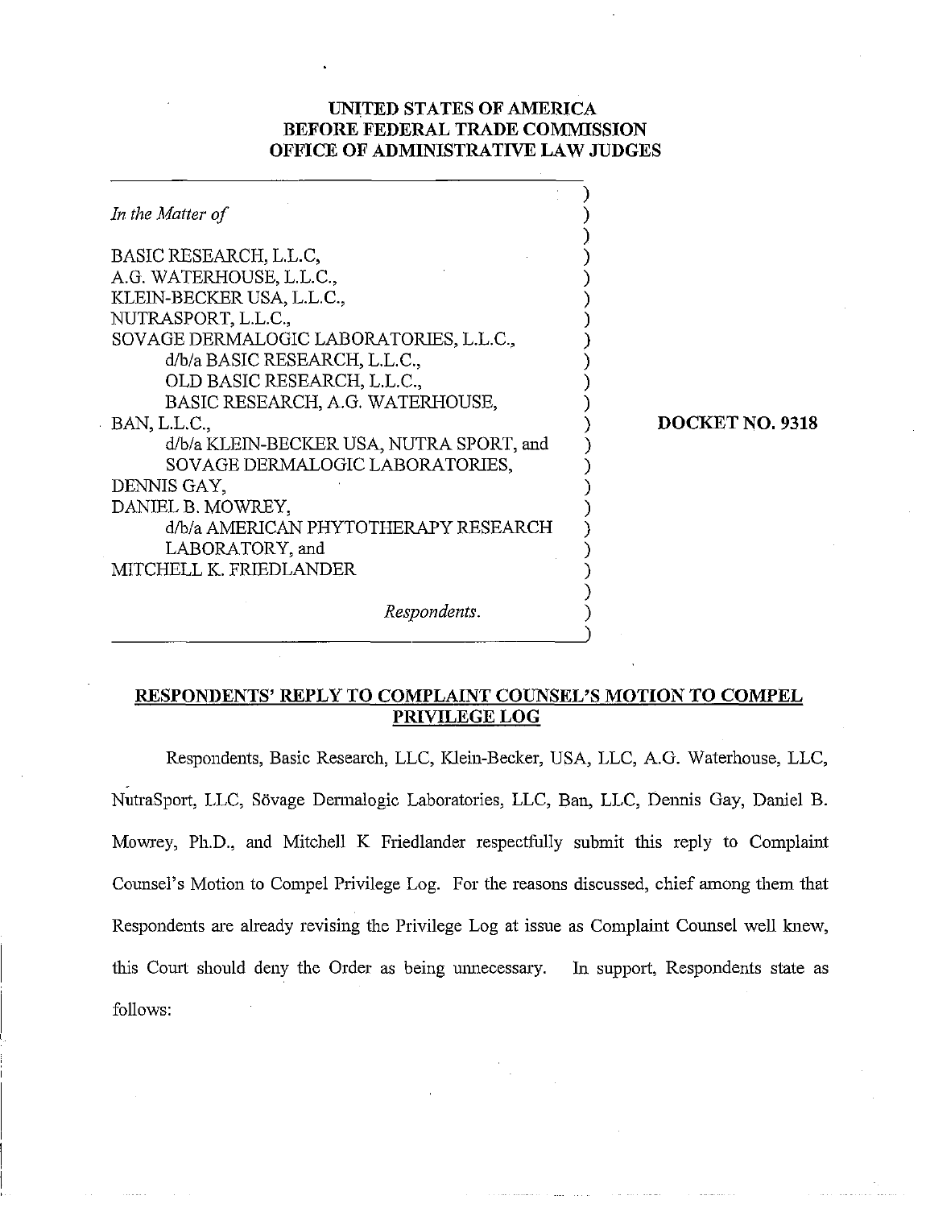**UNITED STATES OF AMERICA**
**BEFORE FEDERAL TRADE COMMISSION**
**OFFICE OF ADMINISTRATIVE LAW JUDGES**

*In the Matter of*

BASIC RESEARCH, L.L.C,
A.G. WATERHOUSE, L.L.C.,
KLEIN-BECKER USA, L.L.C.,
NUTRASPORT, L.L.C.,
SOVAGE DERMALOGIC LABORATORIES, L.L.C.,
d/b/a BASIC RESEARCH, L.L.C.,
OLD BASIC RESEARCH, L.L.C.,
BASIC RESEARCH, A.G. WATERHOUSE,
BAN, L.L.C.,
d/b/a KLEIN-BECKER USA, NUTRA SPORT, and
SOVAGE DERMALOGIC LABORATORIES,
DENNIS GAY,
DANIEL B. MOWREY,
d/b/a AMERICAN PHYTOTHERAPY RESEARCH
LABORATORY, and
MITCHELL K. FRIEDLANDER

*Respondents.*

**DOCKET NO. 9318**

## RESPONDENTS' REPLY TO COMPLAINT COUNSEL'S MOTION TO COMPEL PRIVILEGE LOG

Respondents, Basic Research, LLC, Klein-Becker, USA, LLC, A.G. Waterhouse, LLC, NutraSport, LLC, Sövage Dermalogic Laboratories, LLC, Ban, LLC, Dennis Gay, Daniel B. Mowrey, Ph.D., and Mitchell K Friedlander respectfully submit this reply to Complaint Counsel's Motion to Compel Privilege Log. For the reasons discussed, chief among them that Respondents are already revising the Privilege Log at issue as Complaint Counsel well knew, this Court should deny the Order as being unnecessary. In support, Respondents state as follows: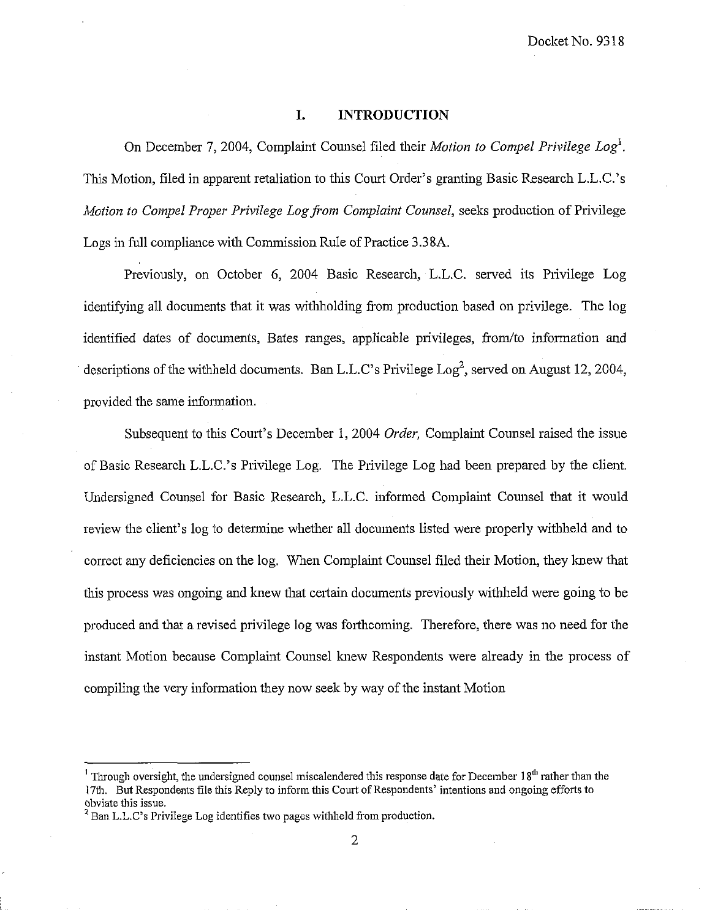## I. INTRODUCTION

On December 7, 2004, Complaint Counsel filed their *Motion to Compel Privilege Log*[1]. This Motion, filed in apparent retaliation to this Court Order's granting Basic Research L.L.C.'s *Motion to Compel Proper Privilege Log from Complaint Counsel*, seeks production of Privilege Logs in full compliance with Commission Rule of Practice 3.38A.

Previously, on October 6, 2004 Basic Research, L.L.C. served its Privilege Log identifying all documents that it was withholding from production based on privilege. The log identified dates of documents, Bates ranges, applicable privileges, from/to information and descriptions of the withheld documents. Ban L.L.C's Privilege Log[2], served on August 12, 2004, provided the same information.

Subsequent to this Court's December 1, 2004 *Order,* Complaint Counsel raised the issue of Basic Research L.L.C.'s Privilege Log. The Privilege Log had been prepared by the client. Undersigned Counsel for Basic Research, L.L.C. informed Complaint Counsel that it would review the client's log to determine whether all documents listed were properly withheld and to correct any deficiencies on the log. When Complaint Counsel filed their Motion, they knew that this process was ongoing and knew that certain documents previously withheld were going to be produced and that a revised privilege log was forthcoming. Therefore, there was no need for the instant Motion because Complaint Counsel knew Respondents were already in the process of compiling the very information they now seek by way of the instant Motion

---

[1] Through oversight, the undersigned counsel miscalendered this response date for December 18th rather than the 17th. But Respondents file this Reply to inform this Court of Respondents' intentions and ongoing efforts to obviate this issue.

[2] Ban L.L.C's Privilege Log identifies two pages withheld from production.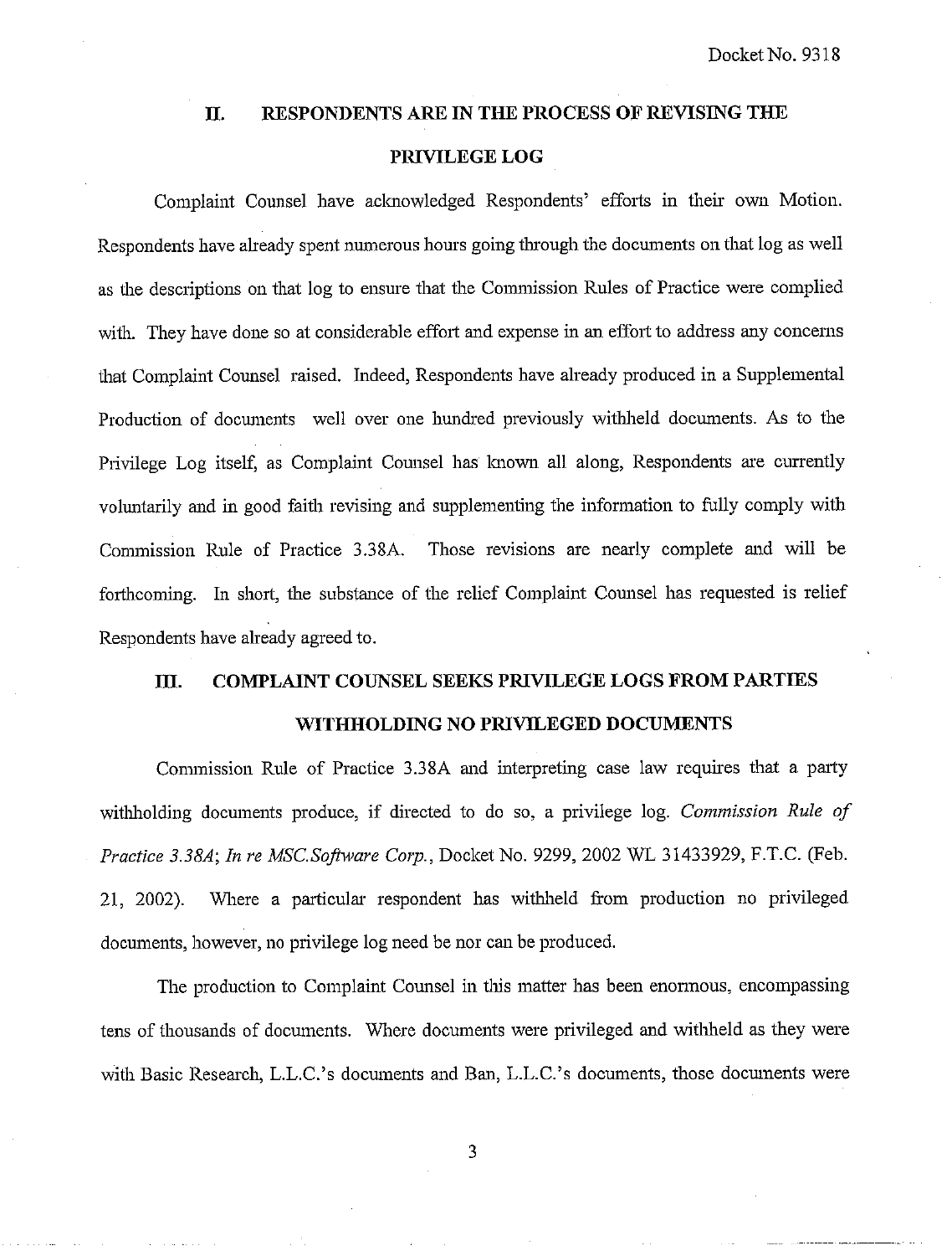## II. RESPONDENTS ARE IN THE PROCESS OF REVISING THE PRIVILEGE LOG

Complaint Counsel have acknowledged Respondents' efforts in their own Motion. Respondents have already spent numerous hours going through the documents on that log as well as the descriptions on that log to ensure that the Commission Rules of Practice were complied with. They have done so at considerable effort and expense in an effort to address any concerns that Complaint Counsel raised. Indeed, Respondents have already produced in a Supplemental Production of documents well over one hundred previously withheld documents. As to the Privilege Log itself, as Complaint Counsel has known all along, Respondents are currently voluntarily and in good faith revising and supplementing the information to fully comply with Commission Rule of Practice 3.38A. Those revisions are nearly complete and will be forthcoming. In short, the substance of the relief Complaint Counsel has requested is relief Respondents have already agreed to.

## III. COMPLAINT COUNSEL SEEKS PRIVILEGE LOGS FROM PARTIES WITHHOLDING NO PRIVILEGED DOCUMENTS

Commission Rule of Practice 3.38A and interpreting case law requires that a party withholding documents produce, if directed to do so, a privilege log. *Commission Rule of Practice 3.38A*; *In re MSC.Software Corp.*, Docket No. 9299, 2002 WL 31433929, F.T.C. (Feb. 21, 2002). Where a particular respondent has withheld from production no privileged documents, however, no privilege log need be nor can be produced.

The production to Complaint Counsel in this matter has been enormous, encompassing tens of thousands of documents. Where documents were privileged and withheld as they were with Basic Research, L.L.C.'s documents and Ban, L.L.C.'s documents, those documents were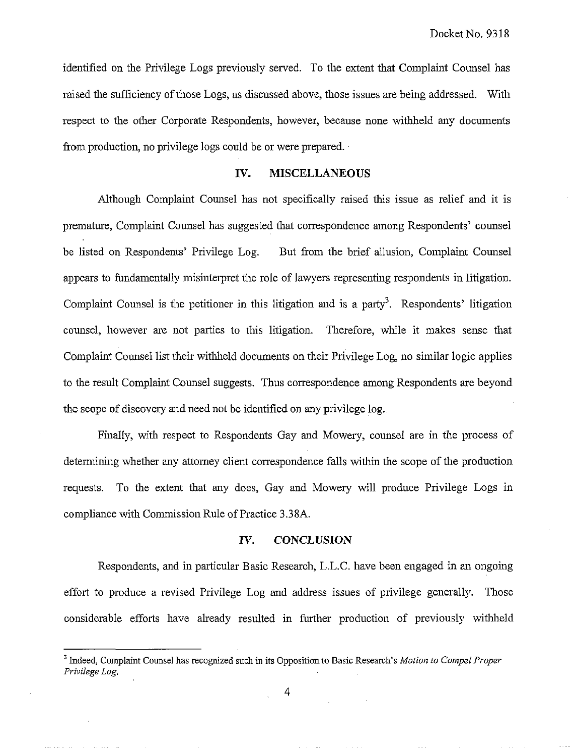identified on the Privilege Logs previously served. To the extent that Complaint Counsel has raised the sufficiency of those Logs, as discussed above, those issues are being addressed. With respect to the other Corporate Respondents, however, because none withheld any documents from production, no privilege logs could be or were prepared.

## IV. MISCELLANEOUS

Although Complaint Counsel has not specifically raised this issue as relief and it is premature, Complaint Counsel has suggested that correspondence among Respondents' counsel be listed on Respondents' Privilege Log. But from the brief allusion, Complaint Counsel appears to fundamentally misinterpret the role of lawyers representing respondents in litigation. Complaint Counsel is the petitioner in this litigation and is a party[3]. Respondents' litigation counsel, however are not parties to this litigation. Therefore, while it makes sense that Complaint Counsel list their withheld documents on their Privilege Log, no similar logic applies to the result Complaint Counsel suggests. Thus correspondence among Respondents are beyond the scope of discovery and need not be identified on any privilege log.

Finally, with respect to Respondents Gay and Mowery, counsel are in the process of determining whether any attorney client correspondence falls within the scope of the production requests. To the extent that any does, Gay and Mowery will produce Privilege Logs in compliance with Commission Rule of Practice 3.38A.

## IV. *CONCLUSION*

Respondents, and in particular Basic Research, L.L.C. have been engaged in an ongoing effort to produce a revised Privilege Log and address issues of privilege generally. Those considerable efforts have already resulted in further production of previously withheld

---

[3] Indeed, Complaint Counsel has recognized such in its Opposition to Basic Research's *Motion to Compel Proper Privilege Log.*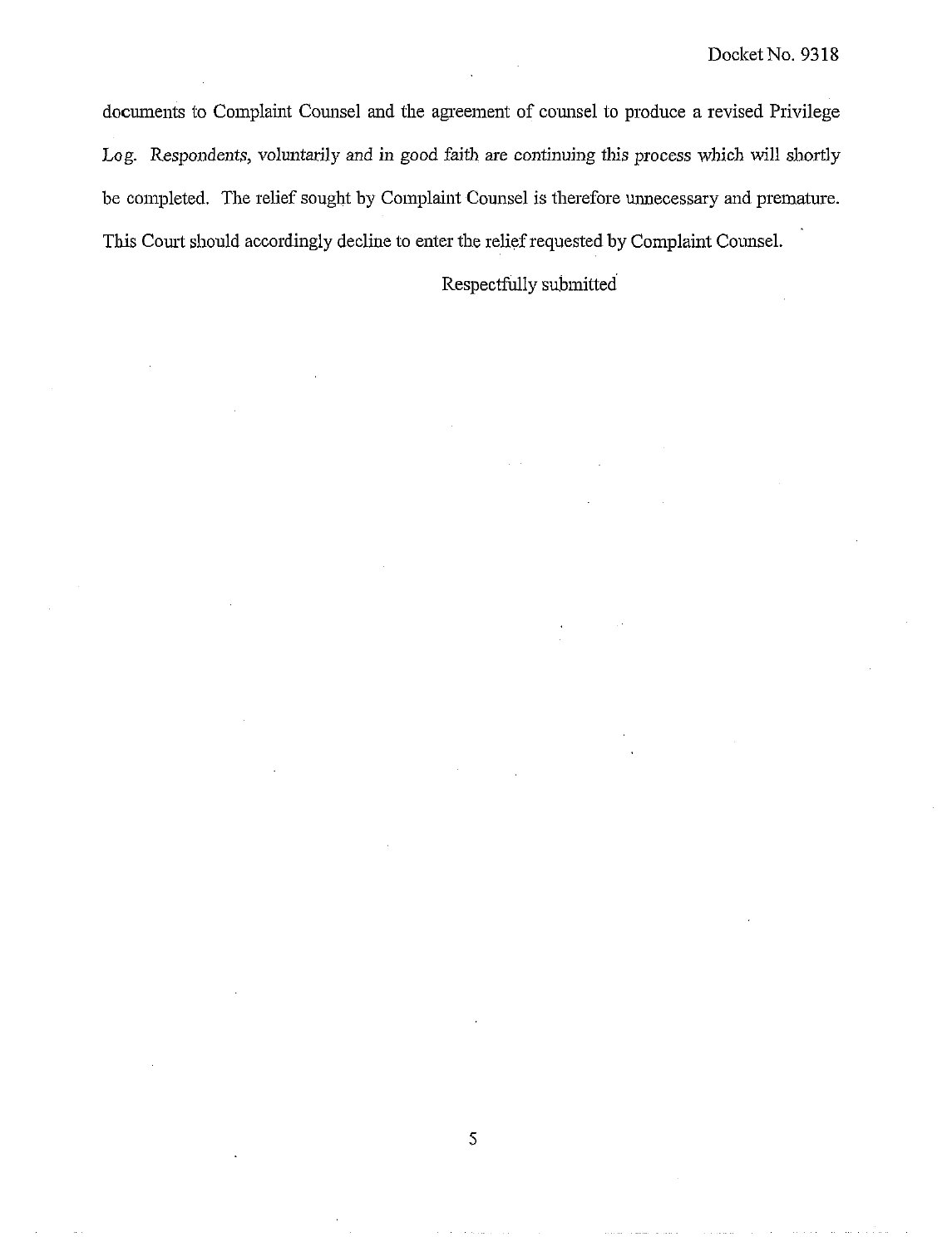documents to Complaint Counsel and the agreement of counsel to produce a revised Privilege Log. *Respondents, voluntarily and in good faith are continuing this process which will shortly* be completed. The relief sought by Complaint Counsel is therefore unnecessary and premature. This Court should accordingly decline to enter the relief requested by Complaint Counsel.

Respectfully submitted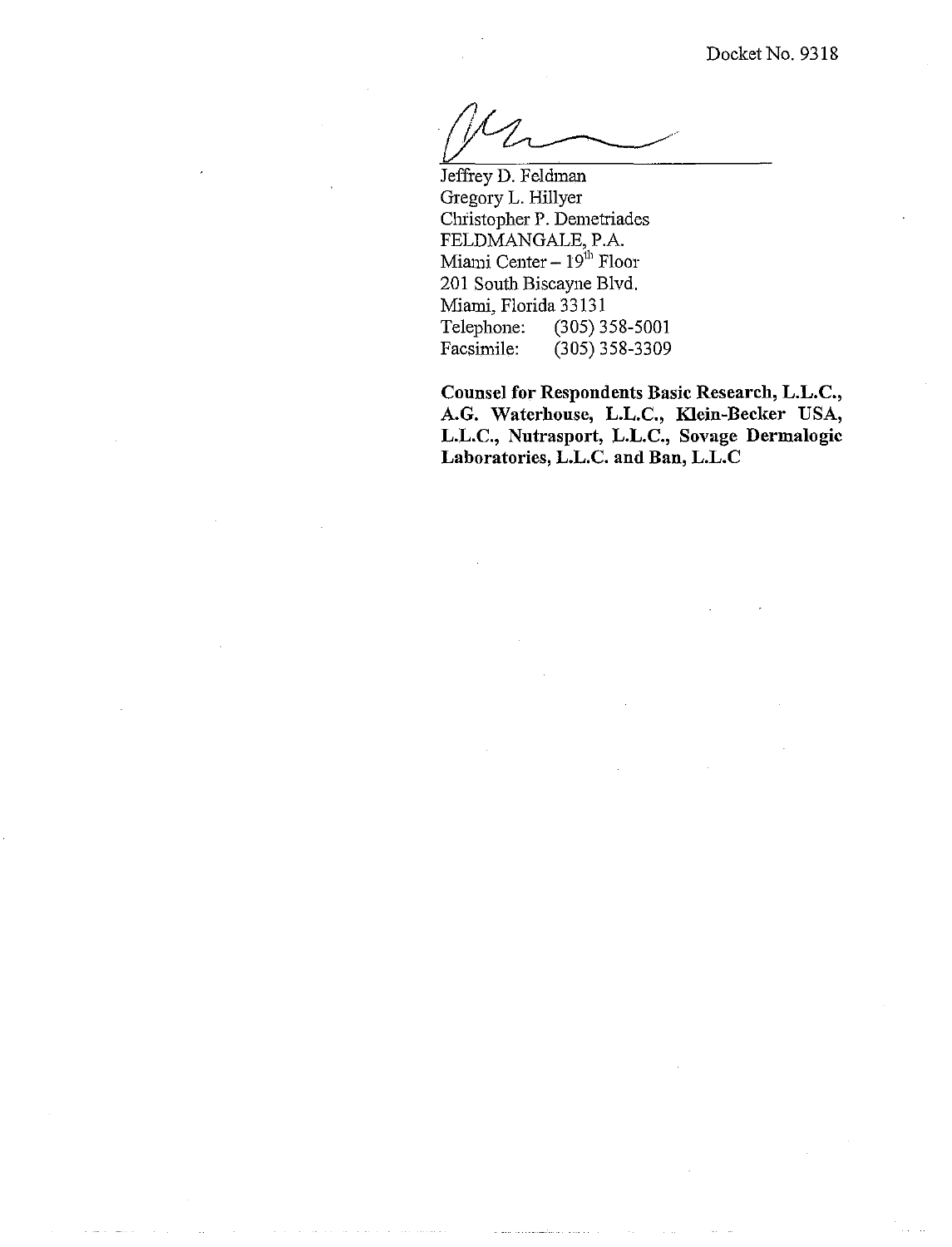Docket No. 9318

Jeffrey D. Feldman
Gregory L. Hillyer
Christopher P. Demetriades
FELDMANGALE, P.A.
Miami Center – 19th Floor
201 South Biscayne Blvd.
Miami, Florida 33131
Telephone: (305) 358-5001
Facsimile: (305) 358-3309

**Counsel for Respondents Basic Research, L.L.C., A.G. Waterhouse, L.L.C., Klein-Becker USA, L.L.C., Nutrasport, L.L.C., Sovage Dermalogic Laboratories, L.L.C. and Ban, L.L.C**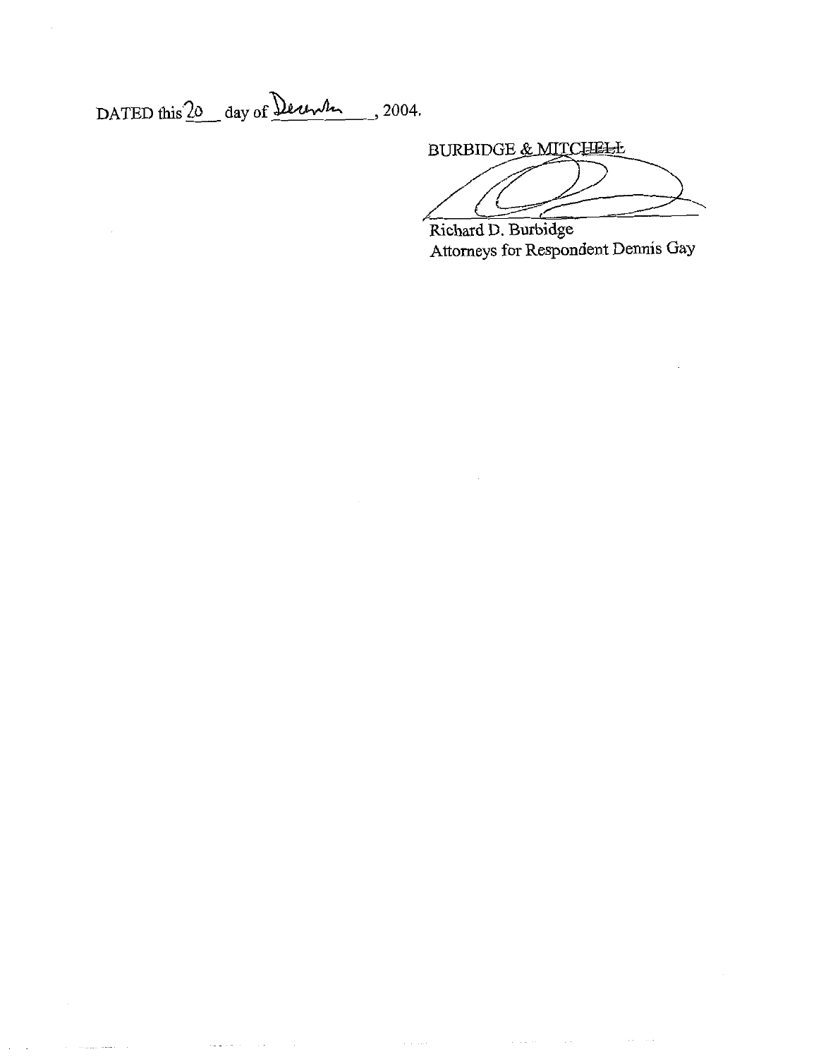DATED this 20 day of December, 2004.

BURBIDGE & MITCHELL

Richard D. Burbidge
Attorneys for Respondent Dennis Gay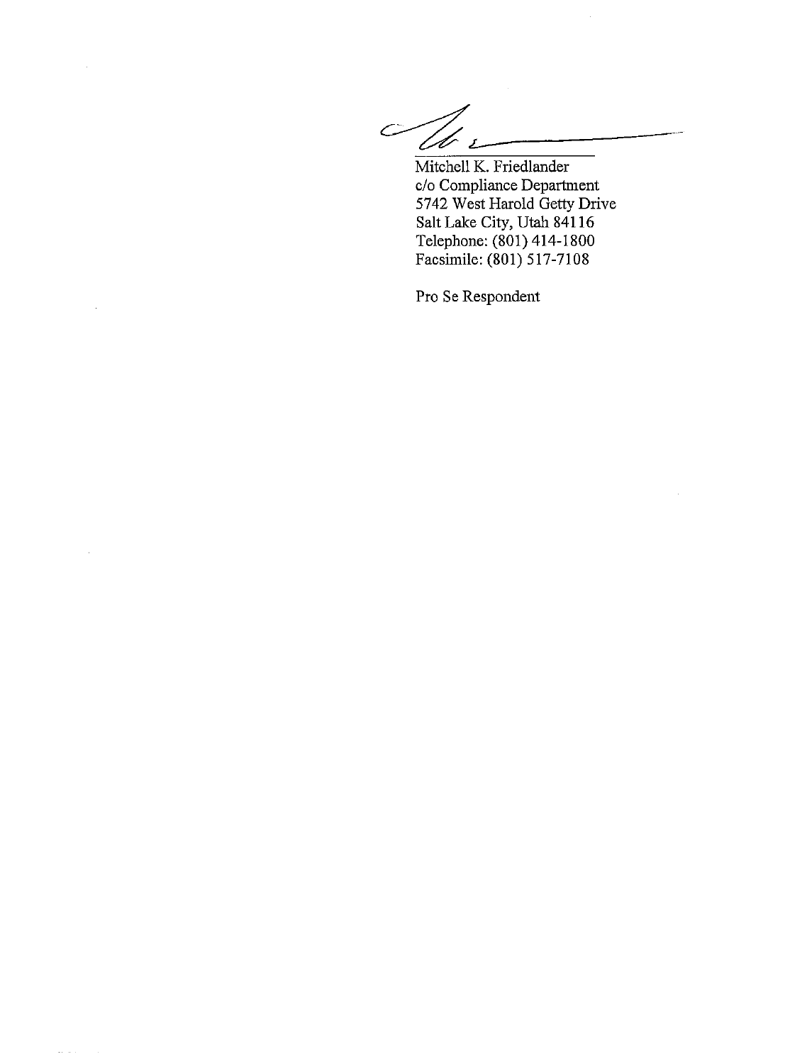Mitchell K. Friedlander
c/o Compliance Department
5742 West Harold Getty Drive
Salt Lake City, Utah 84116
Telephone: (801) 414-1800
Facsimile: (801) 517-7108

Pro Se Respondent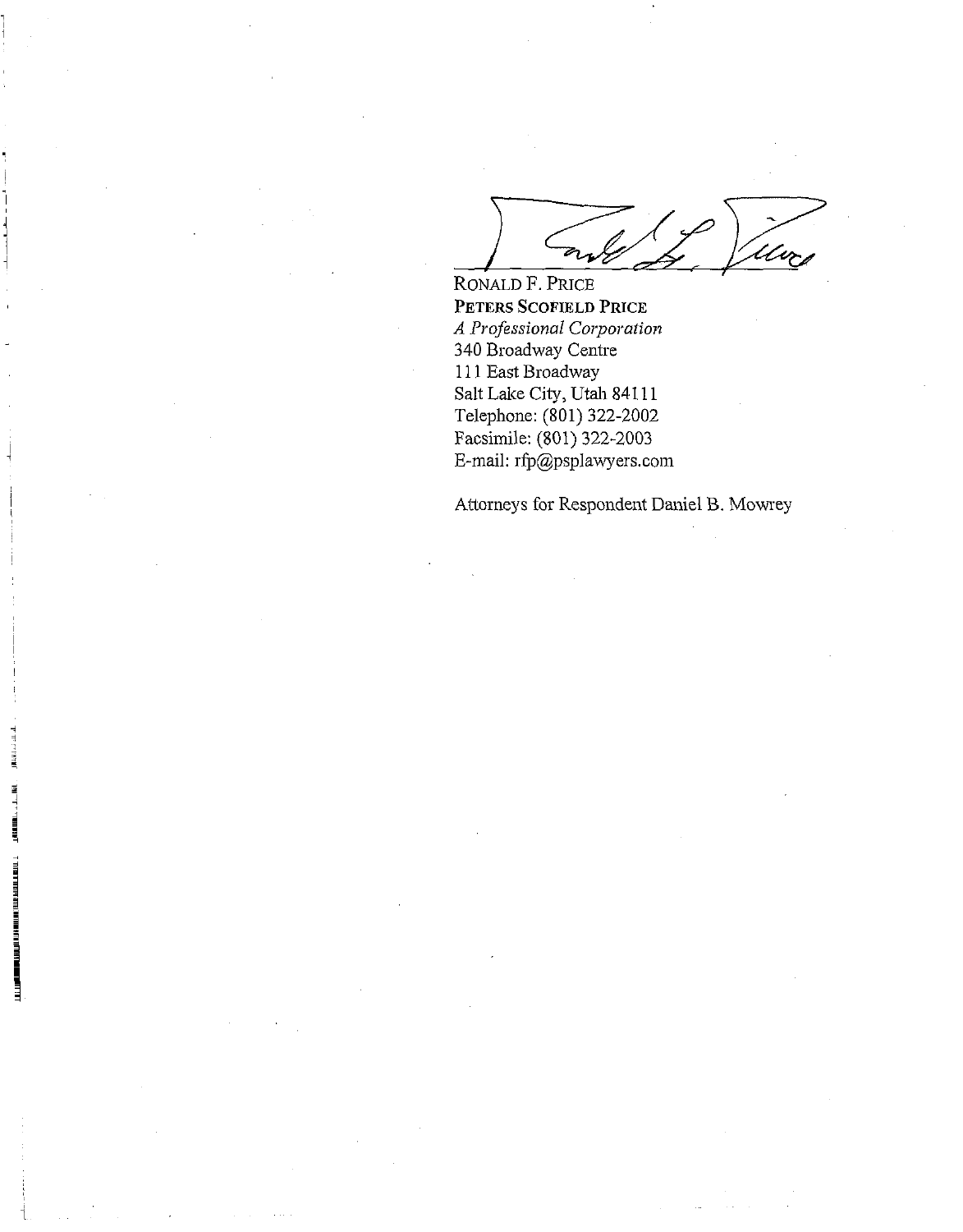RONALD F. PRICE
**PETERS SCOFIELD PRICE**
*A Professional Corporation*
340 Broadway Centre
111 East Broadway
Salt Lake City, Utah 84111
Telephone: (801) 322-2002
Facsimile: (801) 322-2003
E-mail: rfp@psplawyers.com

Attorneys for Respondent Daniel B. Mowrey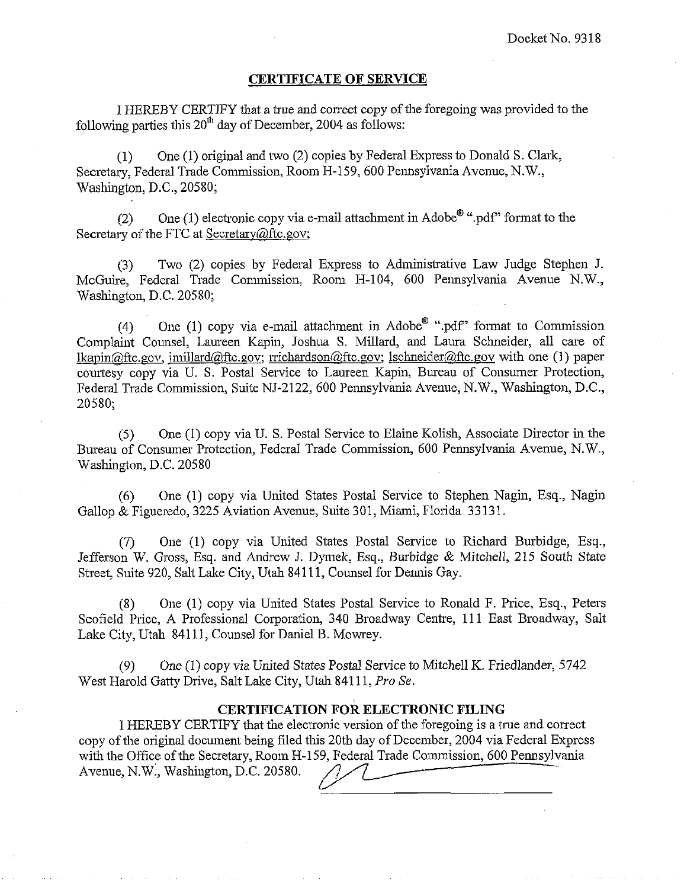Docket No. 9318

## CERTIFICATE OF SERVICE

I HEREBY CERTIFY that a true and correct copy of the foregoing was provided to the following parties this 20th day of December, 2004 as follows:

(1) One (1) original and two (2) copies by Federal Express to Donald S. Clark, Secretary, Federal Trade Commission, Room H-159, 600 Pennsylvania Avenue, N.W., Washington, D.C., 20580;

(2) One (1) electronic copy via e-mail attachment in Adobe® ".pdf" format to the Secretary of the FTC at Secretary@ftc.gov;

(3) Two (2) copies by Federal Express to Administrative Law Judge Stephen J. McGuire, Federal Trade Commission, Room H-104, 600 Pennsylvania Avenue N.W., Washington, D.C. 20580;

(4) One (1) copy via e-mail attachment in Adobe® ".pdf" format to Commission Complaint Counsel, Laureen Kapin, Joshua S. Millard, and Laura Schneider, all care of lkapin@ftc.gov, jmillard@ftc.gov; rrichardson@ftc.gov; lschneider@ftc.gov with one (1) paper courtesy copy via U. S. Postal Service to Laureen Kapin, Bureau of Consumer Protection, Federal Trade Commission, Suite NJ-2122, 600 Pennsylvania Avenue, N.W., Washington, D.C., 20580;

(5) One (1) copy via U. S. Postal Service to Elaine Kolish, Associate Director in the Bureau of Consumer Protection, Federal Trade Commission, 600 Pennsylvania Avenue, N.W., Washington, D.C. 20580

(6) One (1) copy via United States Postal Service to Stephen Nagin, Esq., Nagin Gallop & Figueredo, 3225 Aviation Avenue, Suite 301, Miami, Florida 33131.

(7) One (1) copy via United States Postal Service to Richard Burbidge, Esq., Jefferson W. Gross, Esq. and Andrew J. Dymek, Esq., Burbidge & Mitchell, 215 South State Street, Suite 920, Salt Lake City, Utah 84111, Counsel for Dennis Gay.

(8) One (1) copy via United States Postal Service to Ronald F. Price, Esq., Peters Scofield Price, A Professional Corporation, 340 Broadway Centre, 111 East Broadway, Salt Lake City, Utah 84111, Counsel for Daniel B. Mowrey.

(9) One (1) copy via United States Postal Service to Mitchell K. Friedlander, 5742 West Harold Gatty Drive, Salt Lake City, Utah 84111, *Pro Se*.

## CERTIFICATION FOR ELECTRONIC FILING

I HEREBY CERTIFY that the electronic version of the foregoing is a true and correct copy of the original document being filed this 20th day of December, 2004 via Federal Express with the Office of the Secretary, Room H-159, Federal Trade Commission, 600 Pennsylvania Avenue, N.W., Washington, D.C. 20580.